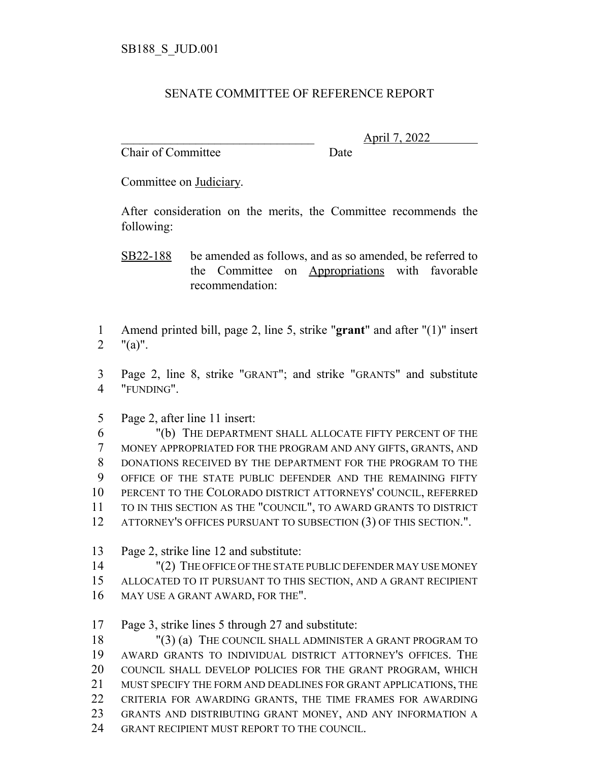SB188_S_JUD.001

# SENATE COMMITTEE OF REFERENCE REPORT

________________________________ April 7, 2022
Chair of Committee Date

Committee on Judiciary.

After consideration on the merits, the Committee recommends the following:

SB22-188 be amended as follows, and as so amended, be referred to the Committee on Appropriations with favorable recommendation:

1 Amend printed bill, page 2, line 5, strike "**grant**" and after "(1)" insert
2 "(a)".

3 Page 2, line 8, strike "GRANT"; and strike "GRANTS" and substitute
4 "FUNDING".

5 Page 2, after line 11 insert:
6 "(b) THE DEPARTMENT SHALL ALLOCATE FIFTY PERCENT OF THE
7 MONEY APPROPRIATED FOR THE PROGRAM AND ANY GIFTS, GRANTS, AND
8 DONATIONS RECEIVED BY THE DEPARTMENT FOR THE PROGRAM TO THE
9 OFFICE OF THE STATE PUBLIC DEFENDER AND THE REMAINING FIFTY
10 PERCENT TO THE COLORADO DISTRICT ATTORNEYS' COUNCIL, REFERRED
11 TO IN THIS SECTION AS THE "COUNCIL", TO AWARD GRANTS TO DISTRICT
12 ATTORNEY'S OFFICES PURSUANT TO SUBSECTION (3) OF THIS SECTION.".

13 Page 2, strike line 12 and substitute:
14 "(2) THE OFFICE OF THE STATE PUBLIC DEFENDER MAY USE MONEY
15 ALLOCATED TO IT PURSUANT TO THIS SECTION, AND A GRANT RECIPIENT
16 MAY USE A GRANT AWARD, FOR THE".

17 Page 3, strike lines 5 through 27 and substitute:
18 "(3) (a) THE COUNCIL SHALL ADMINISTER A GRANT PROGRAM TO
19 AWARD GRANTS TO INDIVIDUAL DISTRICT ATTORNEY'S OFFICES. THE
20 COUNCIL SHALL DEVELOP POLICIES FOR THE GRANT PROGRAM, WHICH
21 MUST SPECIFY THE FORM AND DEADLINES FOR GRANT APPLICATIONS, THE
22 CRITERIA FOR AWARDING GRANTS, THE TIME FRAMES FOR AWARDING
23 GRANTS AND DISTRIBUTING GRANT MONEY, AND ANY INFORMATION A
24 GRANT RECIPIENT MUST REPORT TO THE COUNCIL.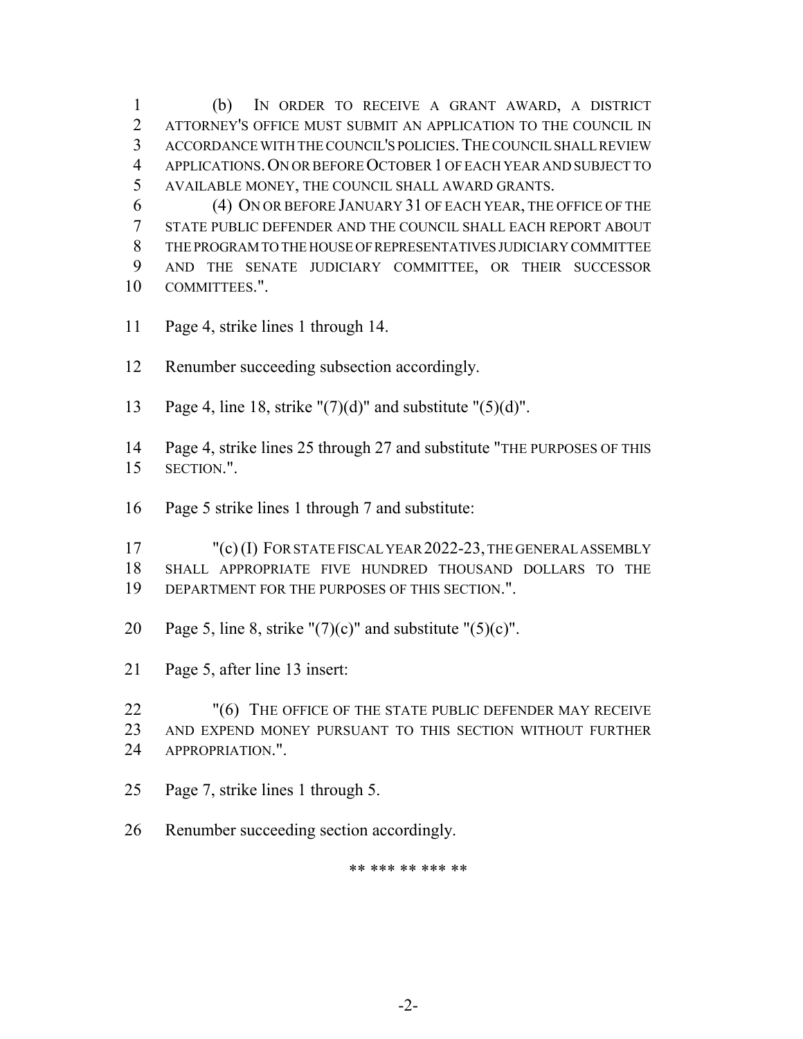(b) IN ORDER TO RECEIVE A GRANT AWARD, A DISTRICT ATTORNEY'S OFFICE MUST SUBMIT AN APPLICATION TO THE COUNCIL IN ACCORDANCE WITH THE COUNCIL'S POLICIES. THE COUNCIL SHALL REVIEW APPLICATIONS. ON OR BEFORE OCTOBER 1 OF EACH YEAR AND SUBJECT TO AVAILABLE MONEY, THE COUNCIL SHALL AWARD GRANTS.

(4) ON OR BEFORE JANUARY 31 OF EACH YEAR, THE OFFICE OF THE STATE PUBLIC DEFENDER AND THE COUNCIL SHALL EACH REPORT ABOUT THE PROGRAM TO THE HOUSE OF REPRESENTATIVES JUDICIARY COMMITTEE AND THE SENATE JUDICIARY COMMITTEE, OR THEIR SUCCESSOR COMMITTEES.".

Page 4, strike lines 1 through 14.

Renumber succeeding subsection accordingly.

Page 4, line 18, strike "(7)(d)" and substitute "(5)(d)".

Page 4, strike lines 25 through 27 and substitute "THE PURPOSES OF THIS SECTION.".

Page 5 strike lines 1 through 7 and substitute:

"(c) (I) FOR STATE FISCAL YEAR 2022-23, THE GENERAL ASSEMBLY SHALL APPROPRIATE FIVE HUNDRED THOUSAND DOLLARS TO THE DEPARTMENT FOR THE PURPOSES OF THIS SECTION.".

Page 5, line 8, strike "(7)(c)" and substitute "(5)(c)".

Page 5, after line 13 insert:

"(6) THE OFFICE OF THE STATE PUBLIC DEFENDER MAY RECEIVE AND EXPEND MONEY PURSUANT TO THIS SECTION WITHOUT FURTHER APPROPRIATION.".

Page 7, strike lines 1 through 5.

Renumber succeeding section accordingly.

** *** ** *** **